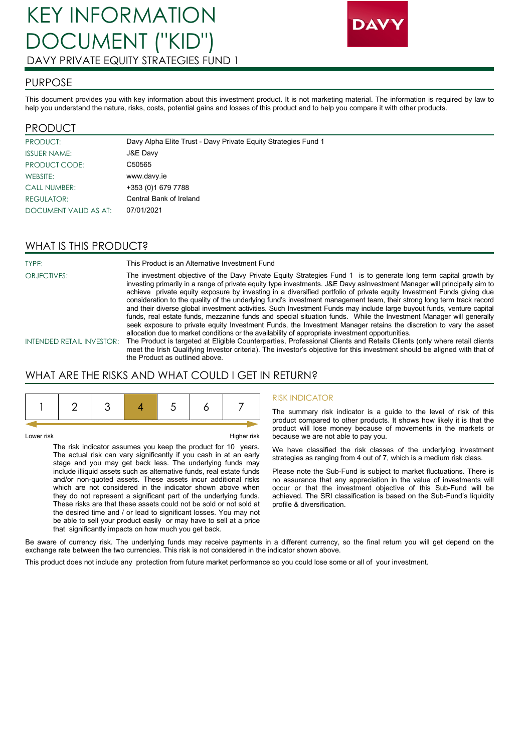# KEY INFORMATION DOCUMENT ("KID")

DAVY PRIVATE EQUITY STRATEGIES FUND 1

DAVY

## PURPOSE

This document provides you with key information about this investment product. It is not marketing material. The information is required by law to help you understand the nature, risks, costs, potential gains and losses of this product and to help you compare it with other products.

## PRODUCT

| | |
|---|---|
| PRODUCT: | Davy Alpha Elite Trust - Davy Private Equity Strategies Fund 1 |
| ISSUER NAME: | J&E Davy |
| PRODUCT CODE: | C50565 |
| WEBSITE: | www.davy.ie |
| CALL NUMBER: | +353 (0)1 679 7788 |
| REGULATOR: | Central Bank of Ireland |
| DOCUMENT VALID AS AT: | 07/01/2021 |

## WHAT IS THIS PRODUCT?

**TYPE:** This Product is an Alternative Investment Fund

**OBJECTIVES:** The investment objective of the Davy Private Equity Strategies Fund 1 is to generate long term capital growth by investing primarily in a range of private equity type investments. J&E Davy asInvestment Manager will principally aim to achieve private equity exposure by investing in a diversified portfolio of private equity Investment Funds giving due consideration to the quality of the underlying fund's investment management team, their strong long term track record and their diverse global investment activities. Such Investment Funds may include large buyout funds, venture capital funds, real estate funds, mezzanine funds and special situation funds. While the Investment Manager will generally seek exposure to private equity Investment Funds, the Investment Manager retains the discretion to vary the asset allocation due to market conditions or the availability of appropriate investment opportunities.

**INTENDED RETAIL INVESTOR:** The Product is targeted at Eligible Counterparties, Professional Clients and Retails Clients (only where retail clients meet the Irish Qualifying Investor criteria). The investor's objective for this investment should be aligned with that of the Product as outlined above.

## WHAT ARE THE RISKS AND WHAT COULD I GET IN RETURN?

| 1 | 2 | 3 | **4** | 5 | 6 | 7 |
|---|---|---|---|---|---|---|

Lower risk — Higher risk

The risk indicator assumes you keep the product for 10 years. The actual risk can vary significantly if you cash in at an early stage and you may get back less. The underlying funds may include illiquid assets such as alternative funds, real estate funds and/or non-quoted assets. These assets incur additional risks which are not considered in the indicator shown above when they do not represent a significant part of the underlying funds. These risks are that these assets could not be sold or not sold at the desired time and / or lead to significant losses. You may not be able to sell your product easily or may have to sell at a price that significantly impacts on how much you get back.

### RISK INDICATOR

The summary risk indicator is a guide to the level of risk of this product compared to other products. It shows how likely it is that the product will lose money because of movements in the markets or because we are not able to pay you.

We have classified the risk classes of the underlying investment strategies as ranging from 4 out of 7, which is a medium risk class.

Please note the Sub-Fund is subject to market fluctuations. There is no assurance that any appreciation in the value of investments will occur or that the investment objective of this Sub-Fund will be achieved. The SRI classification is based on the Sub-Fund's liquidity profile & diversification.

Be aware of currency risk. The underlying funds may receive payments in a different currency, so the final return you will get depend on the exchange rate between the two currencies. This risk is not considered in the indicator shown above.

This product does not include any protection from future market performance so you could lose some or all of your investment.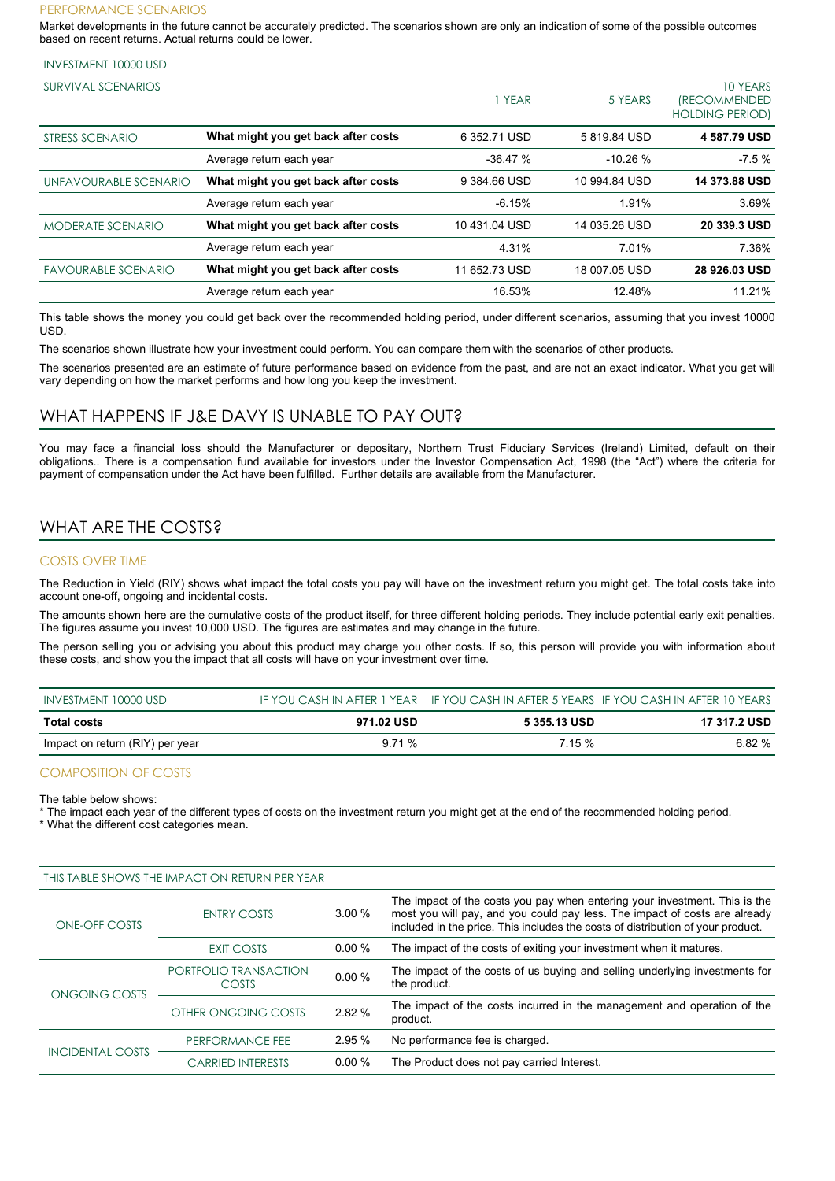### PERFORMANCE SCENARIOS

Market developments in the future cannot be accurately predicted. The scenarios shown are only an indication of some of the possible outcomes based on recent returns. Actual returns could be lower.

INVESTMENT 10000 USD

| SURVIVAL SCENARIOS | | 1 YEAR | 5 YEARS | 10 YEARS (RECOMMENDED HOLDING PERIOD) |
|---|---|---|---|---|
| STRESS SCENARIO | **What might you get back after costs** | 6 352.71 USD | 5 819.84 USD | **4 587.79 USD** |
| | Average return each year | -36.47 % | -10.26 % | -7.5 % |
| UNFAVOURABLE SCENARIO | **What might you get back after costs** | 9 384.66 USD | 10 994.84 USD | **14 373.88 USD** |
| | Average return each year | -6.15% | 1.91% | 3.69% |
| MODERATE SCENARIO | **What might you get back after costs** | 10 431.04 USD | 14 035.26 USD | **20 339.3 USD** |
| | Average return each year | 4.31% | 7.01% | 7.36% |
| FAVOURABLE SCENARIO | **What might you get back after costs** | 11 652.73 USD | 18 007.05 USD | **28 926.03 USD** |
| | Average return each year | 16.53% | 12.48% | 11.21% |

This table shows the money you could get back over the recommended holding period, under different scenarios, assuming that you invest 10000 USD.

The scenarios shown illustrate how your investment could perform. You can compare them with the scenarios of other products.

The scenarios presented are an estimate of future performance based on evidence from the past, and are not an exact indicator. What you get will vary depending on how the market performs and how long you keep the investment.

## WHAT HAPPENS IF J&E DAVY IS UNABLE TO PAY OUT?

You may face a financial loss should the Manufacturer or depositary, Northern Trust Fiduciary Services (Ireland) Limited, default on their obligations.. There is a compensation fund available for investors under the Investor Compensation Act, 1998 (the "Act") where the criteria for payment of compensation under the Act have been fulfilled. Further details are available from the Manufacturer.

## WHAT ARE THE COSTS?

### COSTS OVER TIME

The Reduction in Yield (RIY) shows what impact the total costs you pay will have on the investment return you might get. The total costs take into account one-off, ongoing and incidental costs.

The amounts shown here are the cumulative costs of the product itself, for three different holding periods. They include potential early exit penalties. The figures assume you invest 10,000 USD. The figures are estimates and may change in the future.

The person selling you or advising you about this product may charge you other costs. If so, this person will provide you with information about these costs, and show you the impact that all costs will have on your investment over time.

| INVESTMENT 10000 USD | IF YOU CASH IN AFTER 1 YEAR | IF YOU CASH IN AFTER 5 YEARS | IF YOU CASH IN AFTER 10 YEARS |
|---|---|---|---|
| **Total costs** | **971.02 USD** | **5 355.13 USD** | **17 317.2 USD** |
| Impact on return (RIY) per year | 9.71 % | 7.15 % | 6.82 % |

### COMPOSITION OF COSTS

The table below shows:
* The impact each year of the different types of costs on the investment return you might get at the end of the recommended holding period.
* What the different cost categories mean.

| THIS TABLE SHOWS THE IMPACT ON RETURN PER YEAR | | | |
|---|---|---|---|
| ONE-OFF COSTS | ENTRY COSTS | 3.00 % | The impact of the costs you pay when entering your investment. This is the most you will pay, and you could pay less. The impact of costs are already included in the price. This includes the costs of distribution of your product. |
| | EXIT COSTS | 0.00 % | The impact of the costs of exiting your investment when it matures. |
| ONGOING COSTS | PORTFOLIO TRANSACTION COSTS | 0.00 % | The impact of the costs of us buying and selling underlying investments for the product. |
| | OTHER ONGOING COSTS | 2.82 % | The impact of the costs incurred in the management and operation of the product. |
| INCIDENTAL COSTS | PERFORMANCE FEE | 2.95 % | No performance fee is charged. |
| | CARRIED INTERESTS | 0.00 % | The Product does not pay carried Interest. |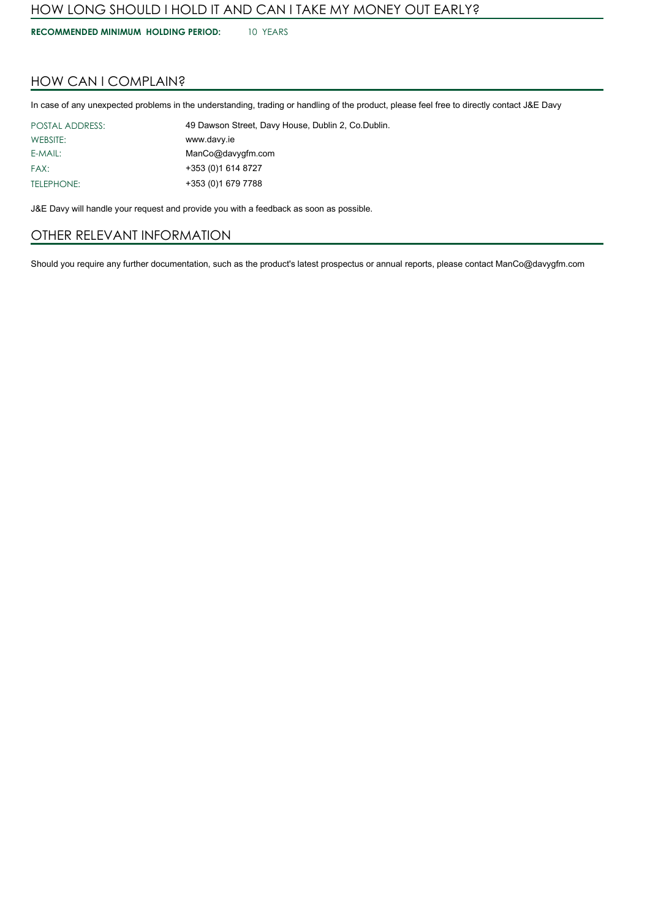## HOW LONG SHOULD I HOLD IT AND CAN I TAKE MY MONEY OUT EARLY?

**RECOMMENDED MINIMUM HOLDING PERIOD:** 10 YEARS

## HOW CAN I COMPLAIN?

In case of any unexpected problems in the understanding, trading or handling of the product, please feel free to directly contact J&E Davy

| | |
|---|---|
| POSTAL ADDRESS: | 49 Dawson Street, Davy House, Dublin 2, Co.Dublin. |
| WEBSITE: | www.davy.ie |
| E-MAIL: | ManCo@davygfm.com |
| FAX: | +353 (0)1 614 8727 |
| TELEPHONE: | +353 (0)1 679 7788 |

J&E Davy will handle your request and provide you with a feedback as soon as possible.

## OTHER RELEVANT INFORMATION

Should you require any further documentation, such as the product's latest prospectus or annual reports, please contact ManCo@davygfm.com